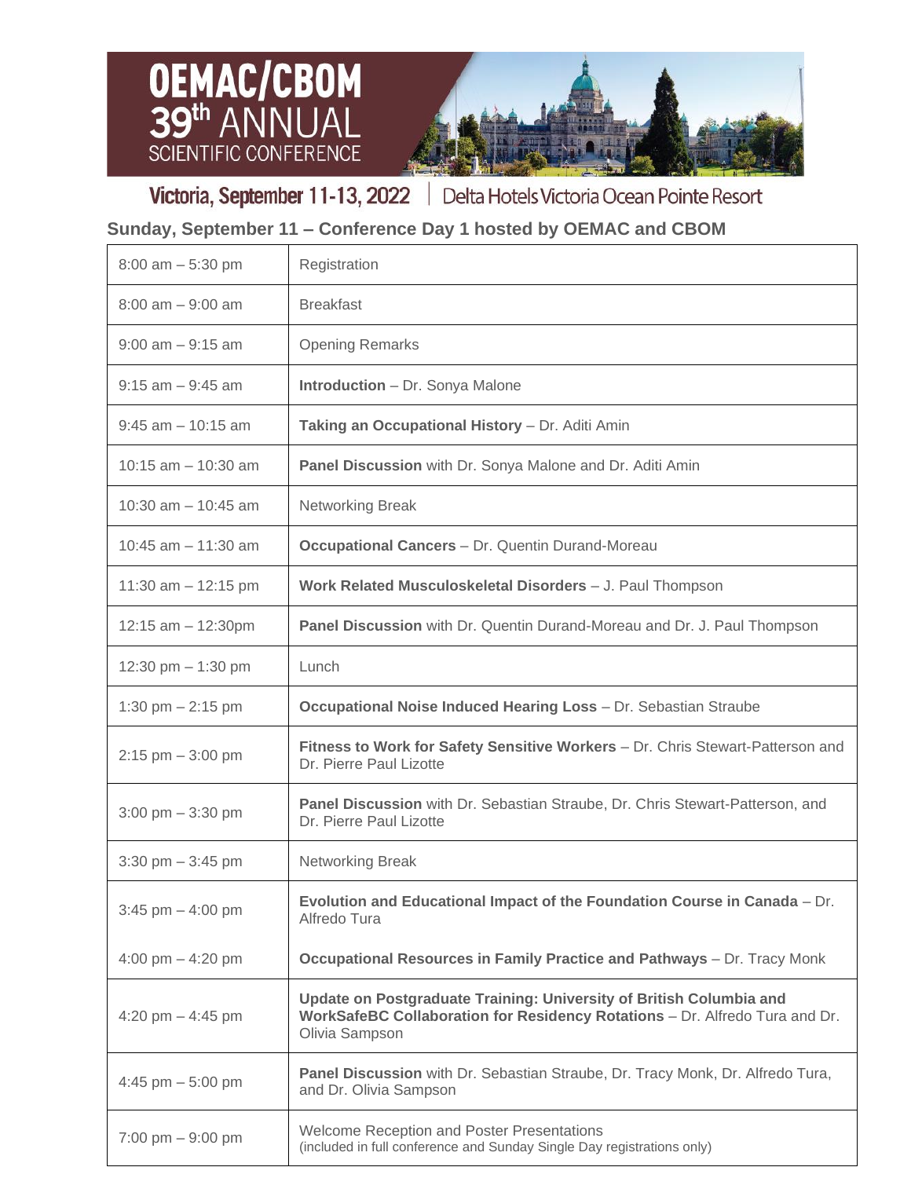# OEMAC/CBOM 39th ANNUAL SCIENTIFIC CONFERENCE

Victoria, September 11-13, 2022 | Delta Hotels Victoria Ocean Pointe Resort

## Sunday, September 11 – Conference Day 1 hosted by OEMAC and CBOM

| | |
|---|---|
| 8:00 am – 5:30 pm | Registration |
| 8:00 am – 9:00 am | Breakfast |
| 9:00 am – 9:15 am | Opening Remarks |
| 9:15 am – 9:45 am | **Introduction** – Dr. Sonya Malone |
| 9:45 am – 10:15 am | **Taking an Occupational History** – Dr. Aditi Amin |
| 10:15 am – 10:30 am | **Panel Discussion** with Dr. Sonya Malone and Dr. Aditi Amin |
| 10:30 am – 10:45 am | Networking Break |
| 10:45 am – 11:30 am | **Occupational Cancers** – Dr. Quentin Durand-Moreau |
| 11:30 am – 12:15 pm | **Work Related Musculoskeletal Disorders** – J. Paul Thompson |
| 12:15 am – 12:30pm | **Panel Discussion** with Dr. Quentin Durand-Moreau and Dr. J. Paul Thompson |
| 12:30 pm – 1:30 pm | Lunch |
| 1:30 pm – 2:15 pm | **Occupational Noise Induced Hearing Loss** – Dr. Sebastian Straube |
| 2:15 pm – 3:00 pm | **Fitness to Work for Safety Sensitive Workers** – Dr. Chris Stewart-Patterson and Dr. Pierre Paul Lizotte |
| 3:00 pm – 3:30 pm | **Panel Discussion** with Dr. Sebastian Straube, Dr. Chris Stewart-Patterson, and Dr. Pierre Paul Lizotte |
| 3:30 pm – 3:45 pm | Networking Break |
| 3:45 pm – 4:00 pm | **Evolution and Educational Impact of the Foundation Course in Canada** – Dr. Alfredo Tura |
| 4:00 pm – 4:20 pm | **Occupational Resources in Family Practice and Pathways** – Dr. Tracy Monk |
| 4:20 pm – 4:45 pm | **Update on Postgraduate Training: University of British Columbia and WorkSafeBC Collaboration for Residency Rotations** – Dr. Alfredo Tura and Dr. Olivia Sampson |
| 4:45 pm – 5:00 pm | **Panel Discussion** with Dr. Sebastian Straube, Dr. Tracy Monk, Dr. Alfredo Tura, and Dr. Olivia Sampson |
| 7:00 pm – 9:00 pm | Welcome Reception and Poster Presentations (included in full conference and Sunday Single Day registrations only) |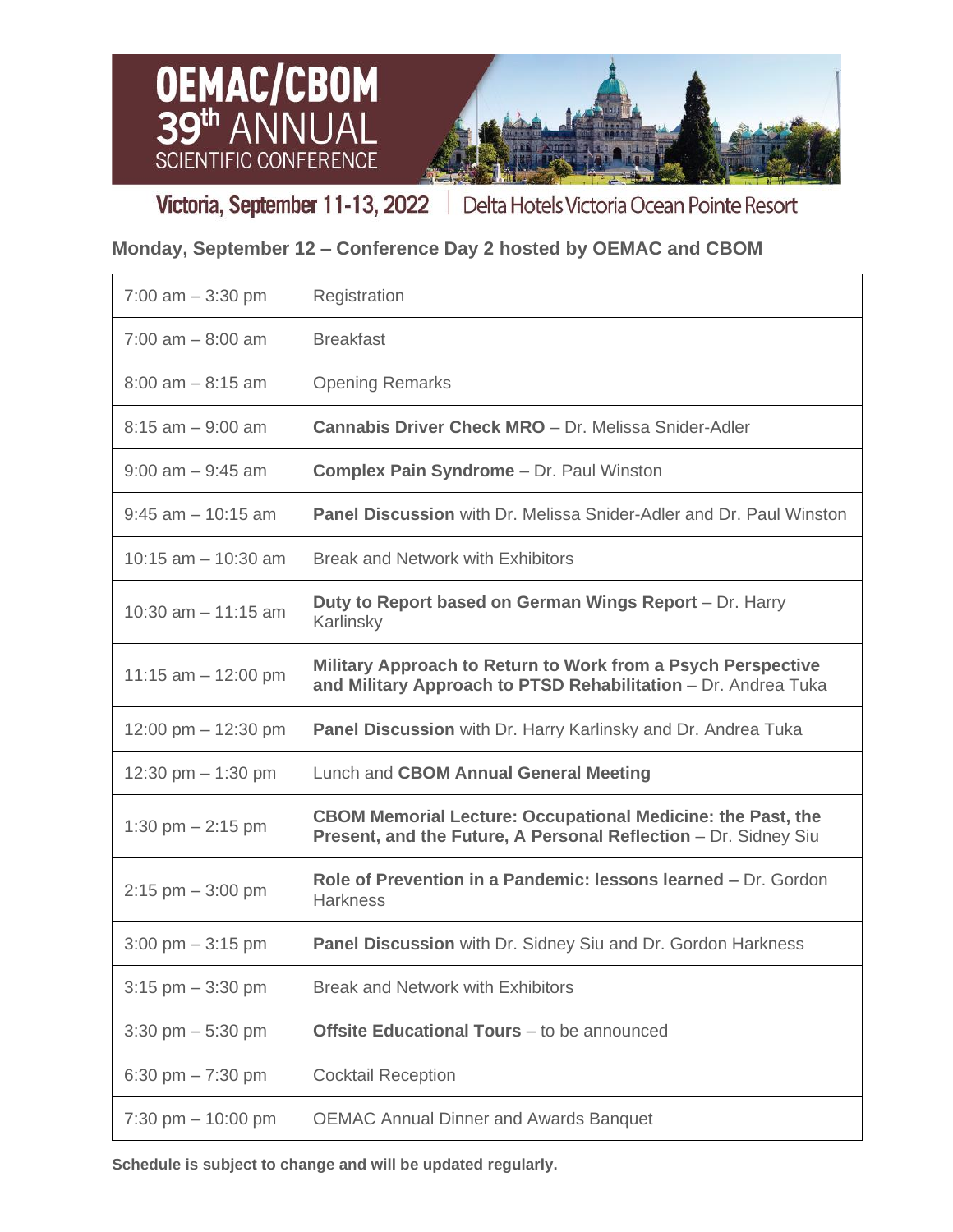# OEMAC/CBOM 39th ANNUAL SCIENTIFIC CONFERENCE

Victoria, September 11-13, 2022 | Delta Hotels Victoria Ocean Pointe Resort

## Monday, September 12 – Conference Day 2 hosted by OEMAC and CBOM

| | |
|---|---|
| 7:00 am – 3:30 pm | Registration |
| 7:00 am – 8:00 am | Breakfast |
| 8:00 am – 8:15 am | Opening Remarks |
| 8:15 am – 9:00 am | **Cannabis Driver Check MRO** – Dr. Melissa Snider-Adler |
| 9:00 am – 9:45 am | **Complex Pain Syndrome** – Dr. Paul Winston |
| 9:45 am – 10:15 am | **Panel Discussion** with Dr. Melissa Snider-Adler and Dr. Paul Winston |
| 10:15 am – 10:30 am | Break and Network with Exhibitors |
| 10:30 am – 11:15 am | **Duty to Report based on German Wings Report** – Dr. Harry Karlinsky |
| 11:15 am – 12:00 pm | **Military Approach to Return to Work from a Psych Perspective and Military Approach to PTSD Rehabilitation** – Dr. Andrea Tuka |
| 12:00 pm – 12:30 pm | **Panel Discussion** with Dr. Harry Karlinsky and Dr. Andrea Tuka |
| 12:30 pm – 1:30 pm | Lunch and **CBOM Annual General Meeting** |
| 1:30 pm – 2:15 pm | **CBOM Memorial Lecture: Occupational Medicine: the Past, the Present, and the Future, A Personal Reflection** – Dr. Sidney Siu |
| 2:15 pm – 3:00 pm | **Role of Prevention in a Pandemic: lessons learned –** Dr. Gordon Harkness |
| 3:00 pm – 3:15 pm | **Panel Discussion** with Dr. Sidney Siu and Dr. Gordon Harkness |
| 3:15 pm – 3:30 pm | Break and Network with Exhibitors |
| 3:30 pm – 5:30 pm | **Offsite Educational Tours** – to be announced |
| 6:30 pm – 7:30 pm | Cocktail Reception |
| 7:30 pm – 10:00 pm | OEMAC Annual Dinner and Awards Banquet |

**Schedule is subject to change and will be updated regularly.**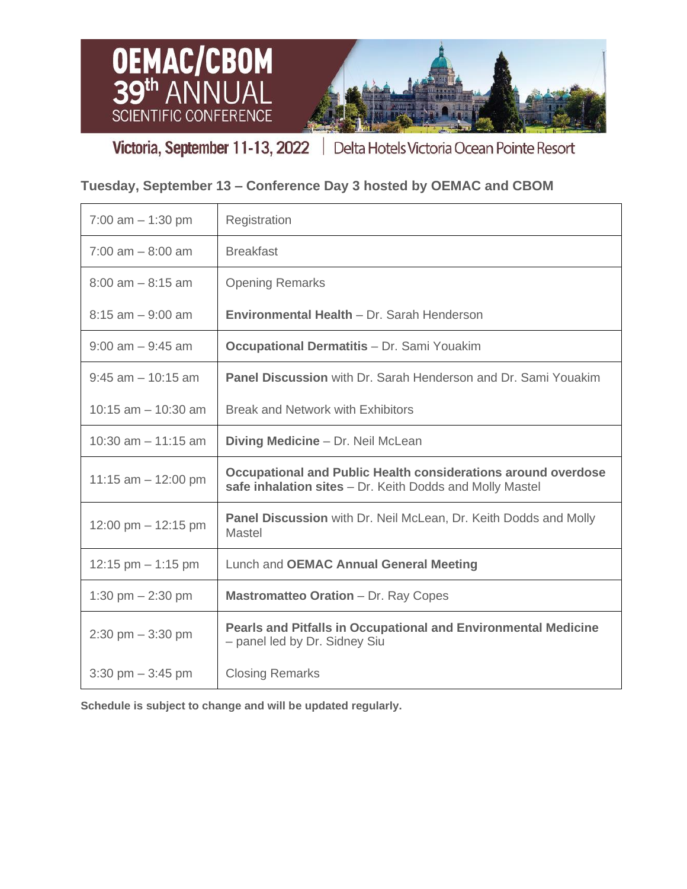# OEMAC/CBOM 39th ANNUAL SCIENTIFIC CONFERENCE

Victoria, September 11-13, 2022 | Delta Hotels Victoria Ocean Pointe Resort

## Tuesday, September 13 – Conference Day 3 hosted by OEMAC and CBOM

| | |
|---|---|
| 7:00 am – 1:30 pm | Registration |
| 7:00 am – 8:00 am | Breakfast |
| 8:00 am – 8:15 am | Opening Remarks |
| 8:15 am – 9:00 am | **Environmental Health** – Dr. Sarah Henderson |
| 9:00 am – 9:45 am | **Occupational Dermatitis** – Dr. Sami Youakim |
| 9:45 am – 10:15 am | **Panel Discussion** with Dr. Sarah Henderson and Dr. Sami Youakim |
| 10:15 am – 10:30 am | Break and Network with Exhibitors |
| 10:30 am – 11:15 am | **Diving Medicine** – Dr. Neil McLean |
| 11:15 am – 12:00 pm | **Occupational and Public Health considerations around overdose safe inhalation sites** – Dr. Keith Dodds and Molly Mastel |
| 12:00 pm – 12:15 pm | **Panel Discussion** with Dr. Neil McLean, Dr. Keith Dodds and Molly Mastel |
| 12:15 pm – 1:15 pm | Lunch and **OEMAC Annual General Meeting** |
| 1:30 pm – 2:30 pm | **Mastromatteo Oration** – Dr. Ray Copes |
| 2:30 pm – 3:30 pm | **Pearls and Pitfalls in Occupational and Environmental Medicine** – panel led by Dr. Sidney Siu |
| 3:30 pm – 3:45 pm | Closing Remarks |

**Schedule is subject to change and will be updated regularly.**